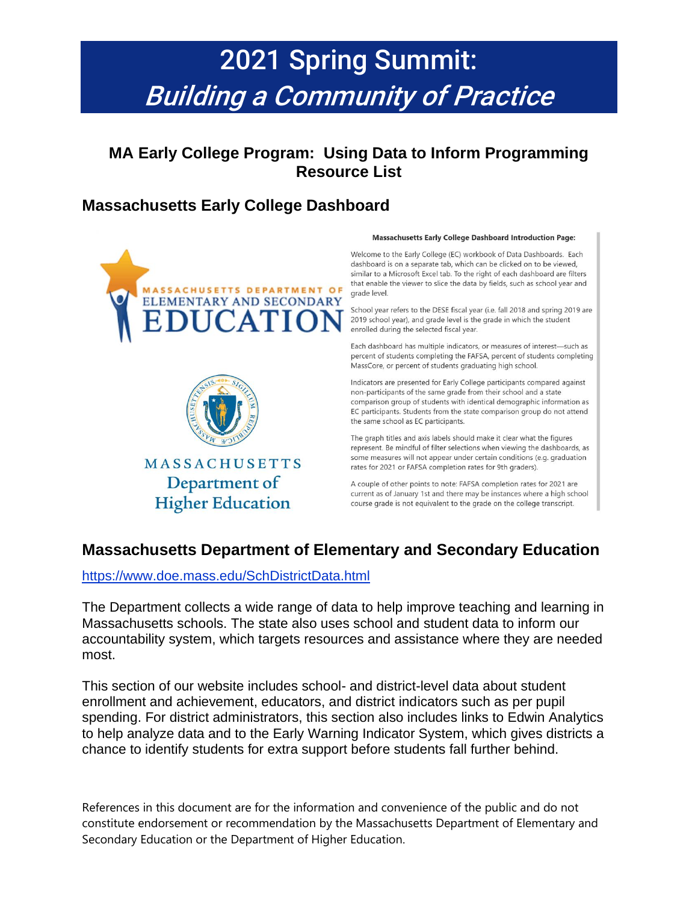# 2021 Spring Summit: *Building a Community of Practice*

## MA Early College Program: Using Data to Inform Programming Resource List

## Massachusetts Early College Dashboard

MASSACHUSETTS DEPARTMENT OF ELEMENTARY AND SECONDARY EDUCATION

MASSACHUSETTS Department of Higher Education

**Massachusetts Early College Dashboard Introduction Page:**

Welcome to the Early College (EC) workbook of Data Dashboards. Each dashboard is on a separate tab, which can be clicked on to be viewed, similar to a Microsoft Excel tab. To the right of each dashboard are filters that enable the viewer to slice the data by fields, such as school year and grade level.

School year refers to the DESE fiscal year (i.e. fall 2018 and spring 2019 are 2019 school year), and grade level is the grade in which the student enrolled during the selected fiscal year.

Each dashboard has multiple indicators, or measures of interest—such as percent of students completing the FAFSA, percent of students completing MassCore, or percent of students graduating high school.

Indicators are presented for Early College participants compared against non-participants of the same grade from their school and a state comparison group of students with identical demographic information as EC participants. Students from the state comparison group do not attend the same school as EC participants.

The graph titles and axis labels should make it clear what the figures represent. Be mindful of filter selections when viewing the dashboards, as some measures will not appear under certain conditions (e.g. graduation rates for 2021 or FAFSA completion rates for 9th graders).

A couple of other points to note: FAFSA completion rates for 2021 are current as of January 1st and there may be instances where a high school course grade is not equivalent to the grade on the college transcript.

## Massachusetts Department of Elementary and Secondary Education

https://www.doe.mass.edu/SchDistrictData.html

The Department collects a wide range of data to help improve teaching and learning in Massachusetts schools. The state also uses school and student data to inform our accountability system, which targets resources and assistance where they are needed most.

This section of our website includes school- and district-level data about student enrollment and achievement, educators, and district indicators such as per pupil spending. For district administrators, this section also includes links to Edwin Analytics to help analyze data and to the Early Warning Indicator System, which gives districts a chance to identify students for extra support before students fall further behind.

References in this document are for the information and convenience of the public and do not constitute endorsement or recommendation by the Massachusetts Department of Elementary and Secondary Education or the Department of Higher Education.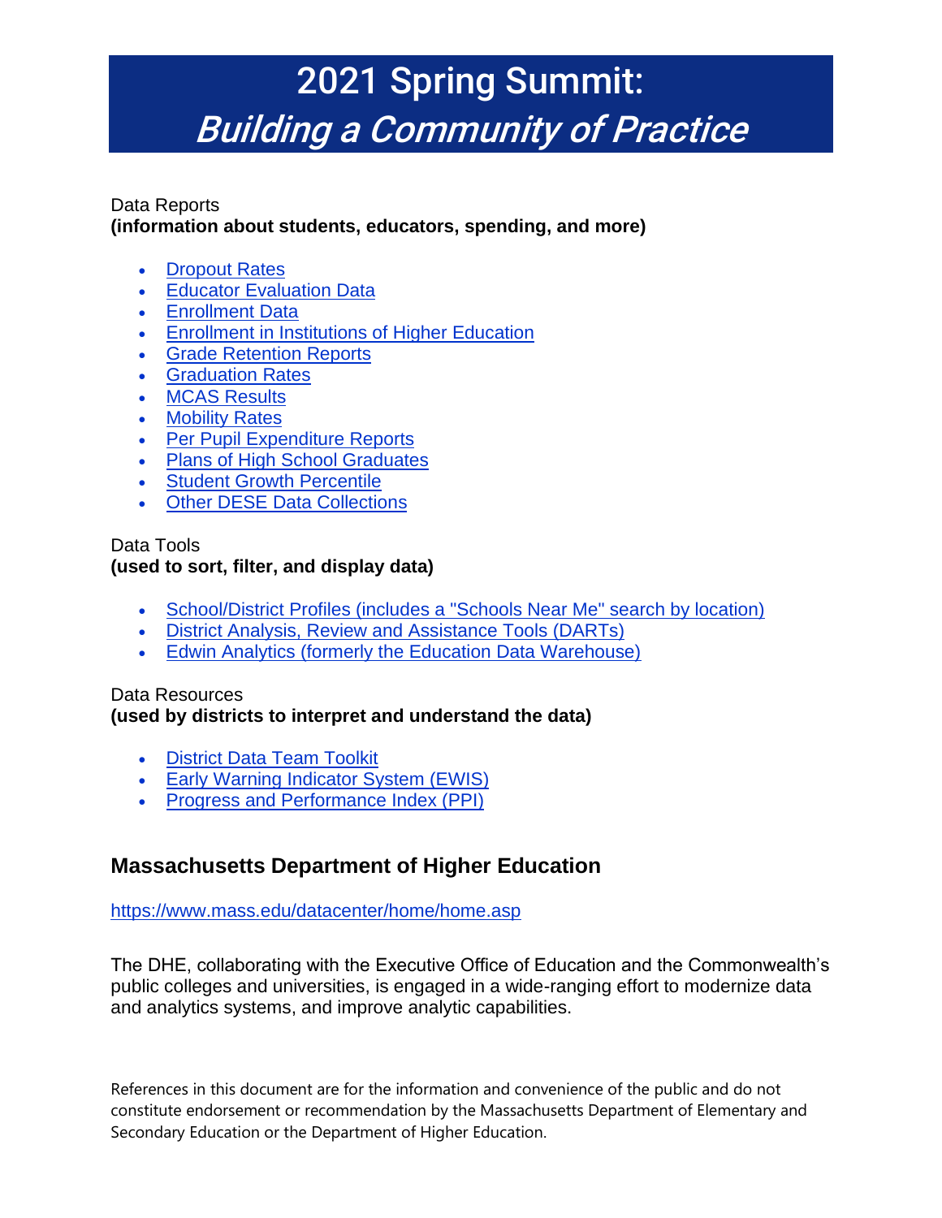# 2021 Spring Summit: *Building a Community of Practice*

Data Reports
**(information about students, educators, spending, and more)**

- Dropout Rates
- Educator Evaluation Data
- Enrollment Data
- Enrollment in Institutions of Higher Education
- Grade Retention Reports
- Graduation Rates
- MCAS Results
- Mobility Rates
- Per Pupil Expenditure Reports
- Plans of High School Graduates
- Student Growth Percentile
- Other DESE Data Collections

Data Tools
**(used to sort, filter, and display data)**

- School/District Profiles (includes a "Schools Near Me" search by location)
- District Analysis, Review and Assistance Tools (DARTs)
- Edwin Analytics (formerly the Education Data Warehouse)

Data Resources
**(used by districts to interpret and understand the data)**

- District Data Team Toolkit
- Early Warning Indicator System (EWIS)
- Progress and Performance Index (PPI)

## Massachusetts Department of Higher Education

https://www.mass.edu/datacenter/home/home.asp

The DHE, collaborating with the Executive Office of Education and the Commonwealth's public colleges and universities, is engaged in a wide-ranging effort to modernize data and analytics systems, and improve analytic capabilities.

References in this document are for the information and convenience of the public and do not constitute endorsement or recommendation by the Massachusetts Department of Elementary and Secondary Education or the Department of Higher Education.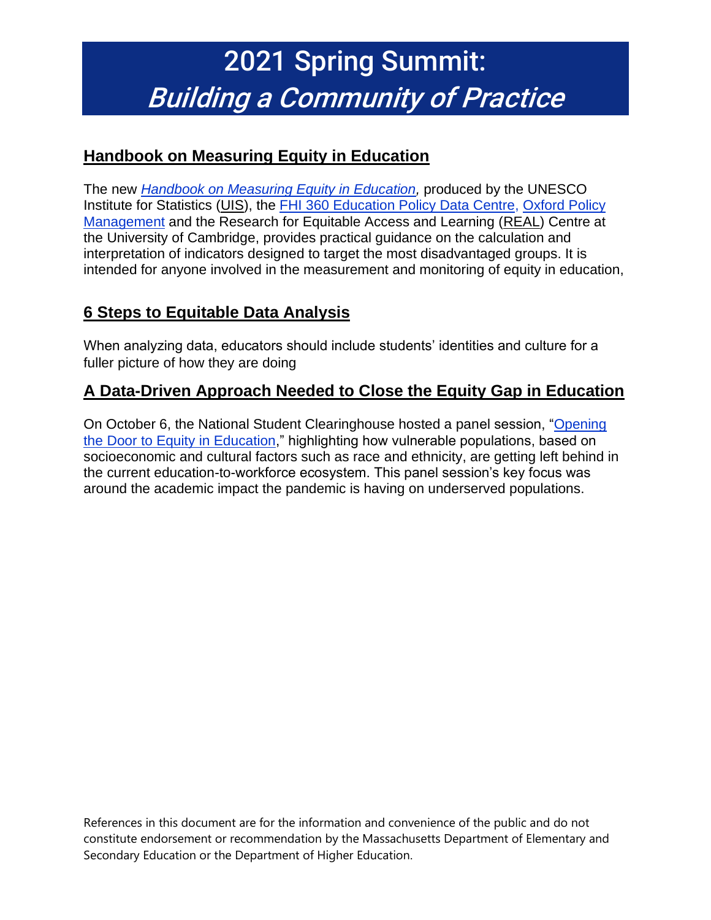# 2021 Spring Summit: *Building a Community of Practice*

## Handbook on Measuring Equity in Education

The new *Handbook on Measuring Equity in Education,* produced by the UNESCO Institute for Statistics (UIS), the FHI 360 Education Policy Data Centre, Oxford Policy Management and the Research for Equitable Access and Learning (REAL) Centre at the University of Cambridge, provides practical guidance on the calculation and interpretation of indicators designed to target the most disadvantaged groups. It is intended for anyone involved in the measurement and monitoring of equity in education,

## 6 Steps to Equitable Data Analysis

When analyzing data, educators should include students' identities and culture for a fuller picture of how they are doing

## A Data-Driven Approach Needed to Close the Equity Gap in Education

On October 6, the National Student Clearinghouse hosted a panel session, "Opening the Door to Equity in Education," highlighting how vulnerable populations, based on socioeconomic and cultural factors such as race and ethnicity, are getting left behind in the current education-to-workforce ecosystem. This panel session's key focus was around the academic impact the pandemic is having on underserved populations.

References in this document are for the information and convenience of the public and do not constitute endorsement or recommendation by the Massachusetts Department of Elementary and Secondary Education or the Department of Higher Education.